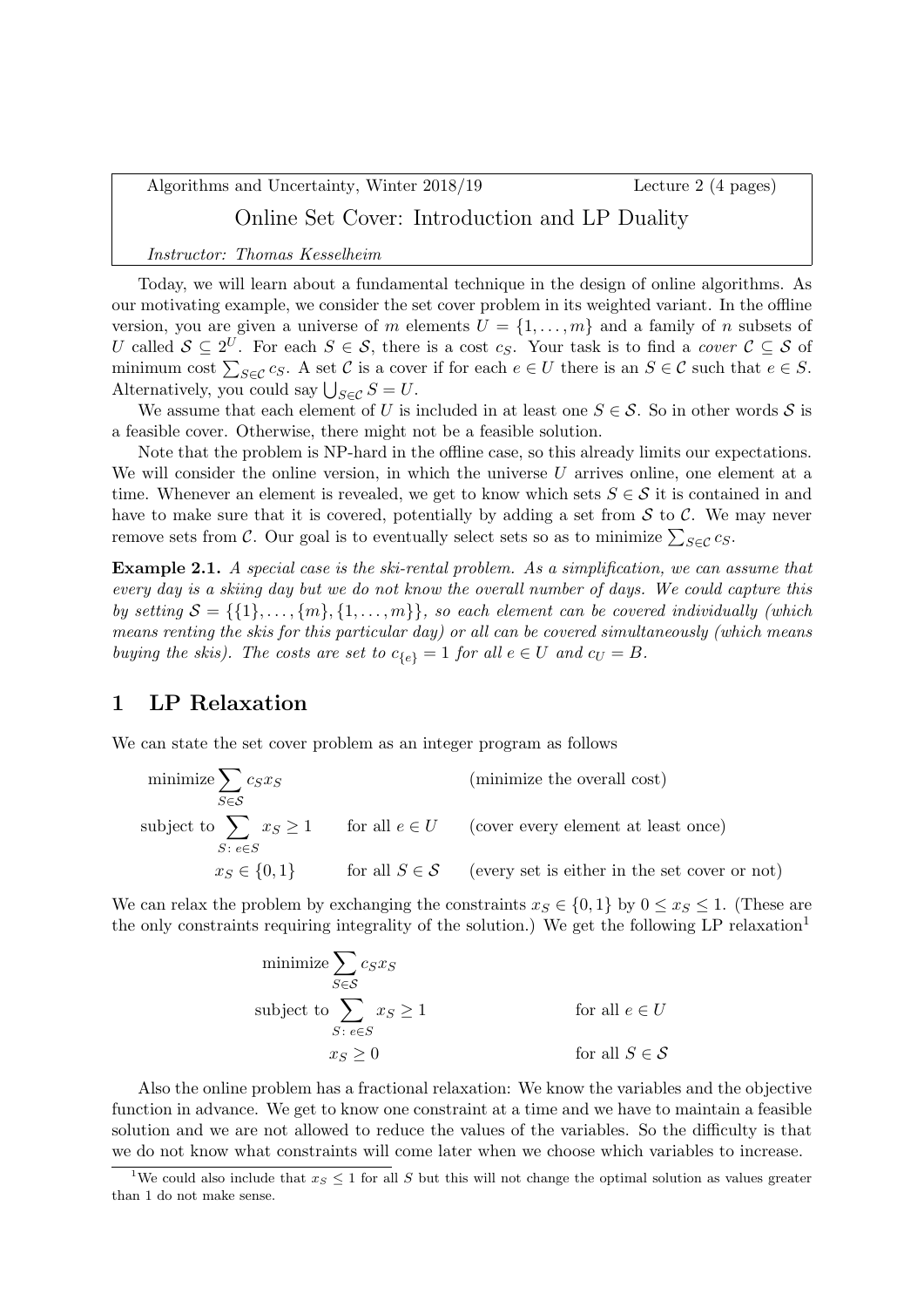Algorithms and Uncertainty, Winter 2018/19 — Lecture 2 (4 pages)

# Online Set Cover: Introduction and LP Duality

*Instructor: Thomas Kesselheim*

Today, we will learn about a fundamental technique in the design of online algorithms. As our motivating example, we consider the set cover problem in its weighted variant. In the offline version, you are given a universe of $m$ elements $U = \{1, \ldots, m\}$ and a family of $n$ subsets of $U$ called $\mathcal{S} \subseteq 2^U$. For each $S \in \mathcal{S}$, there is a cost $c_S$. Your task is to find a *cover* $\mathcal{C} \subseteq \mathcal{S}$ of minimum cost $\sum_{S \in \mathcal{C}} c_S$. A set $\mathcal{C}$ is a cover if for each $e \in U$ there is an $S \in \mathcal{C}$ such that $e \in S$. Alternatively, you could say $\bigcup_{S \in \mathcal{C}} S = U$.

We assume that each element of $U$ is included in at least one $S \in \mathcal{S}$. So in other words $\mathcal{S}$ is a feasible cover. Otherwise, there might not be a feasible solution.

Note that the problem is NP-hard in the offline case, so this already limits our expectations. We will consider the online version, in which the universe $U$ arrives online, one element at a time. Whenever an element is revealed, we get to know which sets $S \in \mathcal{S}$ it is contained in and have to make sure that it is covered, potentially by adding a set from $\mathcal{S}$ to $\mathcal{C}$. We may never remove sets from $\mathcal{C}$. Our goal is to eventually select sets so as to minimize $\sum_{S \in \mathcal{C}} c_S$.

**Example 2.1.** *A special case is the ski-rental problem. As a simplification, we can assume that every day is a skiing day but we do not know the overall number of days. We could capture this by setting $\mathcal{S} = \{\{1\}, \ldots, \{m\}, \{1, \ldots, m\}\}$, so each element can be covered individually (which means renting the skis for this particular day) or all can be covered simultaneously (which means buying the skis). The costs are set to $c_{\{e\}} = 1$ for all $e \in U$ and $c_U = B$.*

## 1 LP Relaxation

We can state the set cover problem as an integer program as follows

$$
\begin{aligned}
\text{minimize} \sum_{S \in \mathcal{S}} c_S x_S & & & \text{(minimize the overall cost)} \\
\text{subject to} \sum_{S \colon e \in S} x_S \geq 1 & & \text{for all } e \in U & \quad \text{(cover every element at least once)} \\
x_S \in \{0, 1\} & & \text{for all } S \in \mathcal{S} & \quad \text{(every set is either in the set cover or not)}
\end{aligned}
$$

We can relax the problem by exchanging the constraints $x_S \in \{0, 1\}$ by $0 \leq x_S \leq 1$. (These are the only constraints requiring integrality of the solution.) We get the following LP relaxation[1]

$$
\begin{aligned}
\text{minimize} \sum_{S \in \mathcal{S}} c_S x_S & & \\
\text{subject to} \sum_{S \colon e \in S} x_S \geq 1 & & \text{for all } e \in U \\
x_S \geq 0 & & \text{for all } S \in \mathcal{S}
\end{aligned}
$$

Also the online problem has a fractional relaxation: We know the variables and the objective function in advance. We get to know one constraint at a time and we have to maintain a feasible solution and we are not allowed to reduce the values of the variables. So the difficulty is that we do not know what constraints will come later when we choose which variables to increase.

[1] We could also include that $x_S \leq 1$ for all $S$ but this will not change the optimal solution as values greater than 1 do not make sense.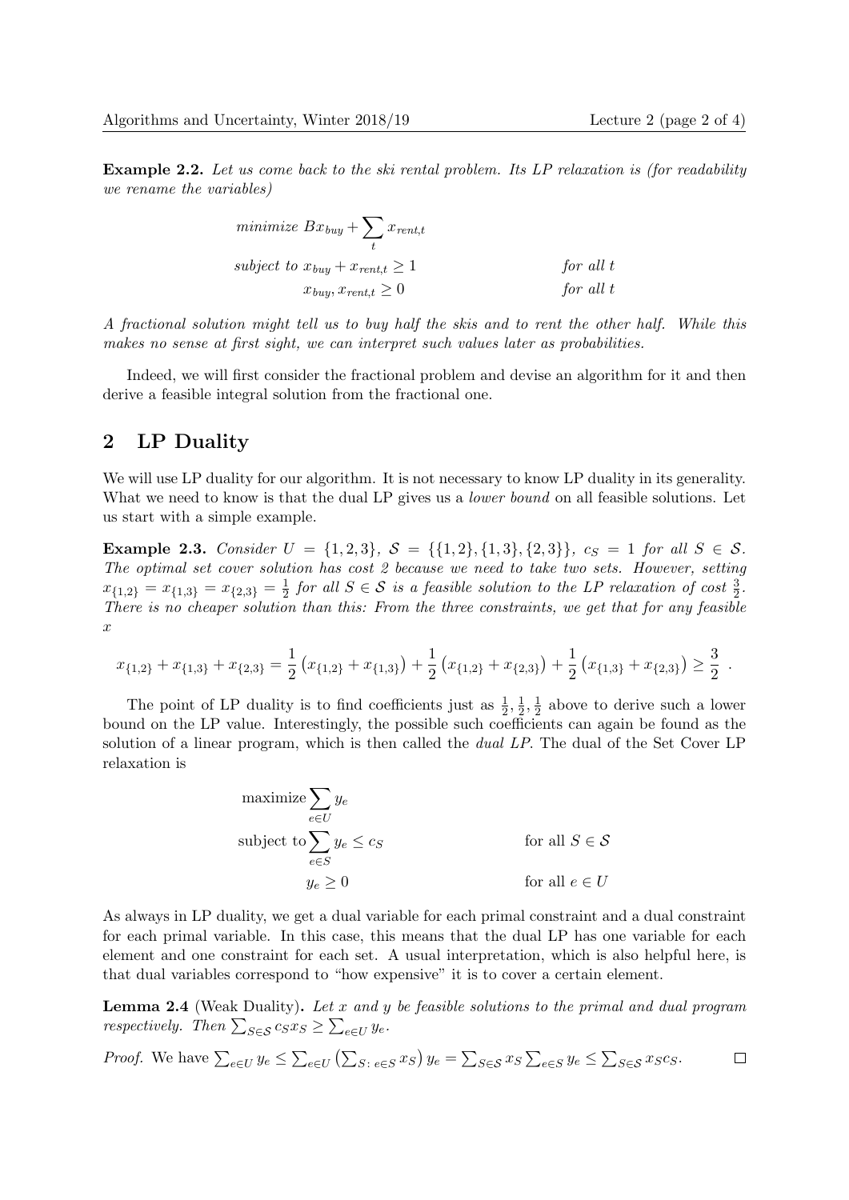**Example 2.2.** *Let us come back to the ski rental problem. Its LP relaxation is (for readability we rename the variables)*

$$
\begin{aligned}
&\textit{minimize } Bx_{buy} + \sum_t x_{rent,t} & \\
&\textit{subject to } x_{buy} + x_{rent,t} \geq 1 & \textit{for all } t \\
&\qquad x_{buy}, x_{rent,t} \geq 0 & \textit{for all } t
\end{aligned}
$$

*A fractional solution might tell us to buy half the skis and to rent the other half. While this makes no sense at first sight, we can interpret such values later as probabilities.*

Indeed, we will first consider the fractional problem and devise an algorithm for it and then derive a feasible integral solution from the fractional one.

## 2 LP Duality

We will use LP duality for our algorithm. It is not necessary to know LP duality in its generality. What we need to know is that the dual LP gives us a *lower bound* on all feasible solutions. Let us start with a simple example.

**Example 2.3.** *Consider $U = \{1, 2, 3\}$, $\mathcal{S} = \{\{1, 2\}, \{1, 3\}, \{2, 3\}\}$, $c_S = 1$ for all $S \in \mathcal{S}$. The optimal set cover solution has cost 2 because we need to take two sets. However, setting $x_{\{1,2\}} = x_{\{1,3\}} = x_{\{2,3\}} = \frac{1}{2}$ for all $S \in \mathcal{S}$ is a feasible solution to the LP relaxation of cost $\frac{3}{2}$. There is no cheaper solution than this: From the three constraints, we get that for any feasible $x$*

$$
x_{\{1,2\}} + x_{\{1,3\}} + x_{\{2,3\}} = \frac{1}{2}\left(x_{\{1,2\}} + x_{\{1,3\}}\right) + \frac{1}{2}\left(x_{\{1,2\}} + x_{\{2,3\}}\right) + \frac{1}{2}\left(x_{\{1,3\}} + x_{\{2,3\}}\right) \geq \frac{3}{2} \ .
$$

The point of LP duality is to find coefficients just as $\frac{1}{2}, \frac{1}{2}, \frac{1}{2}$ above to derive such a lower bound on the LP value. Interestingly, the possible such coefficients can again be found as the solution of a linear program, which is then called the *dual LP*. The dual of the Set Cover LP relaxation is

$$
\begin{aligned}
&\text{maximize} \sum_{e \in U} y_e & \\
&\text{subject to} \sum_{e \in S} y_e \leq c_S & \text{for all } S \in \mathcal{S} \\
&\qquad y_e \geq 0 & \text{for all } e \in U
\end{aligned}
$$

As always in LP duality, we get a dual variable for each primal constraint and a dual constraint for each primal variable. In this case, this means that the dual LP has one variable for each element and one constraint for each set. A usual interpretation, which is also helpful here, is that dual variables correspond to "how expensive" it is to cover a certain element.

**Lemma 2.4** (Weak Duality)**.** *Let $x$ and $y$ be feasible solutions to the primal and dual program respectively. Then $\sum_{S \in \mathcal{S}} c_S x_S \geq \sum_{e \in U} y_e$.*

*Proof.* We have $\sum_{e \in U} y_e \leq \sum_{e \in U} \left(\sum_{S \colon e \in S} x_S\right) y_e = \sum_{S \in \mathcal{S}} x_S \sum_{e \in S} y_e \leq \sum_{S \in \mathcal{S}} x_S c_S$. ∎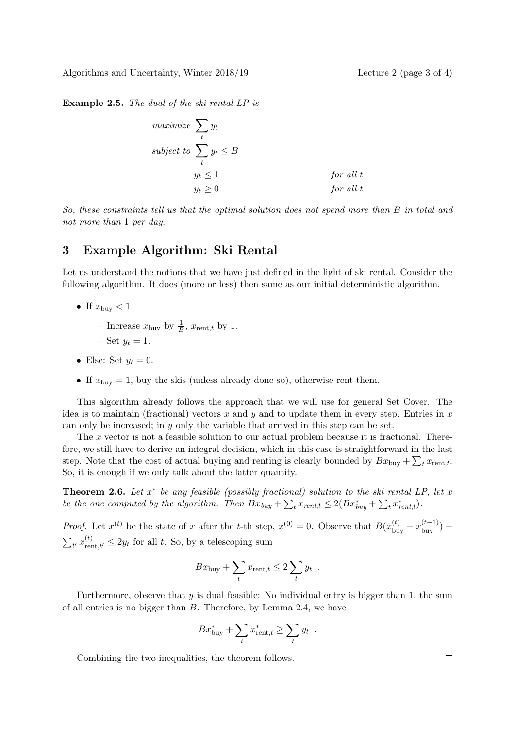**Example 2.5.** *The dual of the ski rental LP is*

$$
\begin{aligned}
\textit{maximize} \quad & \sum_t y_t \\
\textit{subject to} \quad & \sum_t y_t \leq B \\
& y_t \leq 1 && \textit{for all } t \\
& y_t \geq 0 && \textit{for all } t
\end{aligned}
$$

*So, these constraints tell us that the optimal solution does not spend more than $B$ in total and not more than 1 per day.*

## 3 Example Algorithm: Ski Rental

Let us understand the notions that we have just defined in the light of ski rental. Consider the following algorithm. It does (more or less) then same as our initial deterministic algorithm.

- If $x_{\text{buy}} < 1$
  - Increase $x_{\text{buy}}$ by $\frac{1}{B}$, $x_{\text{rent},t}$ by 1.
  - Set $y_t = 1$.
- Else: Set $y_t = 0$.
- If $x_{\text{buy}} = 1$, buy the skis (unless already done so), otherwise rent them.

This algorithm already follows the approach that we will use for general Set Cover. The idea is to maintain (fractional) vectors $x$ and $y$ and to update them in every step. Entries in $x$ can only be increased; in $y$ only the variable that arrived in this step can be set.

The $x$ vector is not a feasible solution to our actual problem because it is fractional. Therefore, we still have to derive an integral decision, which in this case is straightforward in the last step. Note that the cost of actual buying and renting is clearly bounded by $Bx_{\text{buy}} + \sum_t x_{\text{rent},t}$. So, it is enough if we only talk about the latter quantity.

**Theorem 2.6.** *Let $x^*$ be any feasible (possibly fractional) solution to the ski rental LP, let $x$ be the one computed by the algorithm. Then $Bx_{buy} + \sum_t x_{rent,t} \leq 2(Bx^*_{buy} + \sum_t x^*_{rent,t})$.*

*Proof.* Let $x^{(t)}$ be the state of $x$ after the $t$-th step, $x^{(0)} = 0$. Observe that $B(x^{(t)}_{\text{buy}} - x^{(t-1)}_{\text{buy}}) + \sum_{t'} x^{(t)}_{\text{rent},t'} \leq 2y_t$ for all $t$. So, by a telescoping sum

$$
Bx_{\text{buy}} + \sum_t x_{\text{rent},t} \leq 2 \sum_t y_t \enspace .
$$

Furthermore, observe that $y$ is dual feasible: No individual entry is bigger than 1, the sum of all entries is no bigger than $B$. Therefore, by Lemma 2.4, we have

$$
Bx^*_{\text{buy}} + \sum_t x^*_{\text{rent},t} \geq \sum_t y_t \enspace .
$$

Combining the two inequalities, the theorem follows. □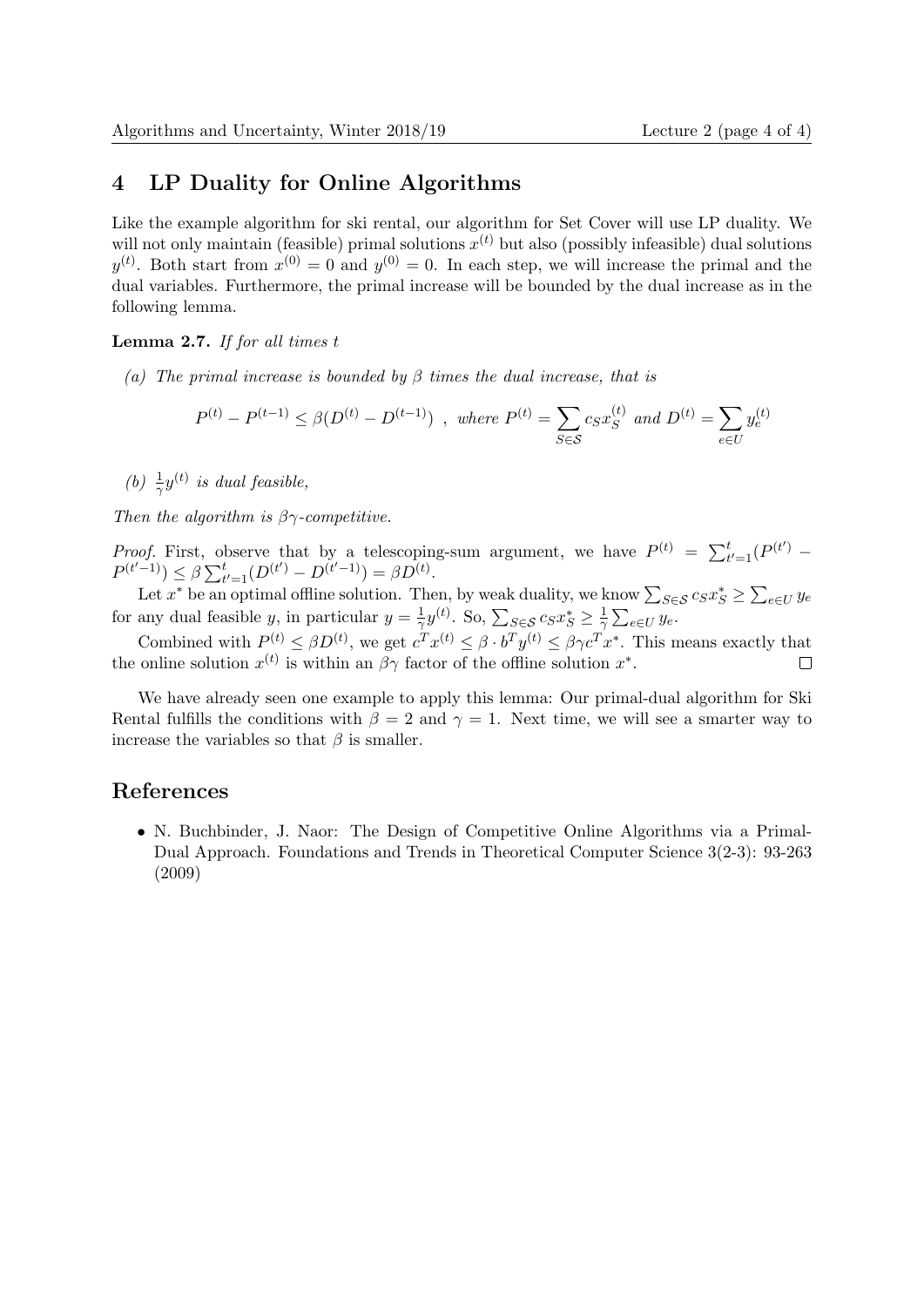## 4 LP Duality for Online Algorithms

Like the example algorithm for ski rental, our algorithm for Set Cover will use LP duality. We will not only maintain (feasible) primal solutions $x^{(t)}$ but also (possibly infeasible) dual solutions $y^{(t)}$. Both start from $x^{(0)} = 0$ and $y^{(0)} = 0$. In each step, we will increase the primal and the dual variables. Furthermore, the primal increase will be bounded by the dual increase as in the following lemma.

**Lemma 2.7.** *If for all times $t$*

*(a) The primal increase is bounded by $\beta$ times the dual increase, that is*

$$P^{(t)} - P^{(t-1)} \leq \beta(D^{(t)} - D^{(t-1)}) \ , \text{ where } P^{(t)} = \sum_{S \in \mathcal{S}} c_S x_S^{(t)} \text{ and } D^{(t)} = \sum_{e \in U} y_e^{(t)}$$

*(b) $\frac{1}{\gamma} y^{(t)}$ is dual feasible,*

*Then the algorithm is $\beta\gamma$-competitive.*

*Proof.* First, observe that by a telescoping-sum argument, we have $P^{(t)} = \sum_{t'=1}^{t}(P^{(t')} - P^{(t'-1)}) \leq \beta \sum_{t'=1}^{t}(D^{(t')} - D^{(t'-1)}) = \beta D^{(t)}$.

Let $x^*$ be an optimal offline solution. Then, by weak duality, we know $\sum_{S \in \mathcal{S}} c_S x_S^* \geq \sum_{e \in U} y_e$ for any dual feasible $y$, in particular $y = \frac{1}{\gamma} y^{(t)}$. So, $\sum_{S \in \mathcal{S}} c_S x_S^* \geq \frac{1}{\gamma} \sum_{e \in U} y_e$.

Combined with $P^{(t)} \leq \beta D^{(t)}$, we get $c^T x^{(t)} \leq \beta \cdot b^T y^{(t)} \leq \beta\gamma c^T x^*$. This means exactly that the online solution $x^{(t)}$ is within an $\beta\gamma$ factor of the offline solution $x^*$. ☐

We have already seen one example to apply this lemma: Our primal-dual algorithm for Ski Rental fulfills the conditions with $\beta = 2$ and $\gamma = 1$. Next time, we will see a smarter way to increase the variables so that $\beta$ is smaller.

## References

- N. Buchbinder, J. Naor: The Design of Competitive Online Algorithms via a Primal-Dual Approach. Foundations and Trends in Theoretical Computer Science 3(2-3): 93-263 (2009)